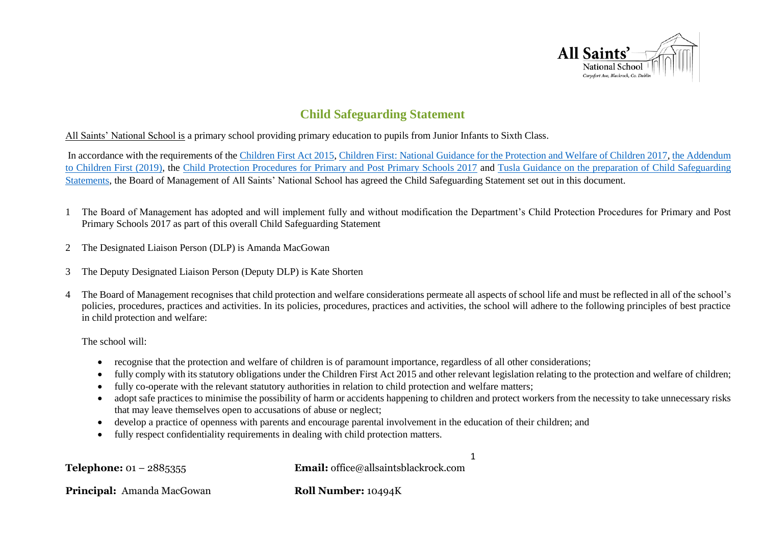# Child Safeguarding Statement

All Saints' National School is a primary school providing primary education to pupils from Junior Infants to Sixth Class.

In accordance with the requirements of the Children First Act 2015, Children First: National Guidance for the Protection and Welfare of Children 2017, the Addendum to Children First (2019), the Child Protection Procedures for Primary and Post Primary Schools 2017 and Tusla Guidance on the preparation of Child Safeguarding Statements, the Board of Management of All Saints' National School has agreed the Child Safeguarding Statement set out in this document.

1. The Board of Management has adopted and will implement fully and without modification the Department's Child Protection Procedures for Primary and Post Primary Schools 2017 as part of this overall Child Safeguarding Statement

2. The Designated Liaison Person (DLP) is Amanda MacGowan

3. The Deputy Designated Liaison Person (Deputy DLP) is Kate Shorten

4. The Board of Management recognises that child protection and welfare considerations permeate all aspects of school life and must be reflected in all of the school's policies, procedures, practices and activities. In its policies, procedures, practices and activities, the school will adhere to the following principles of best practice in child protection and welfare:

   The school will:

   - recognise that the protection and welfare of children is of paramount importance, regardless of all other considerations;
   - fully comply with its statutory obligations under the Children First Act 2015 and other relevant legislation relating to the protection and welfare of children;
   - fully co-operate with the relevant statutory authorities in relation to child protection and welfare matters;
   - adopt safe practices to minimise the possibility of harm or accidents happening to children and protect workers from the necessity to take unnecessary risks that may leave themselves open to accusations of abuse or neglect;
   - develop a practice of openness with parents and encourage parental involvement in the education of their children; and
   - fully respect confidentiality requirements in dealing with child protection matters.

**Telephone:** 01 – 2885355 **Email:** office@allsaintsblackrock.com

**Principal:** Amanda MacGowan **Roll Number:** 10494K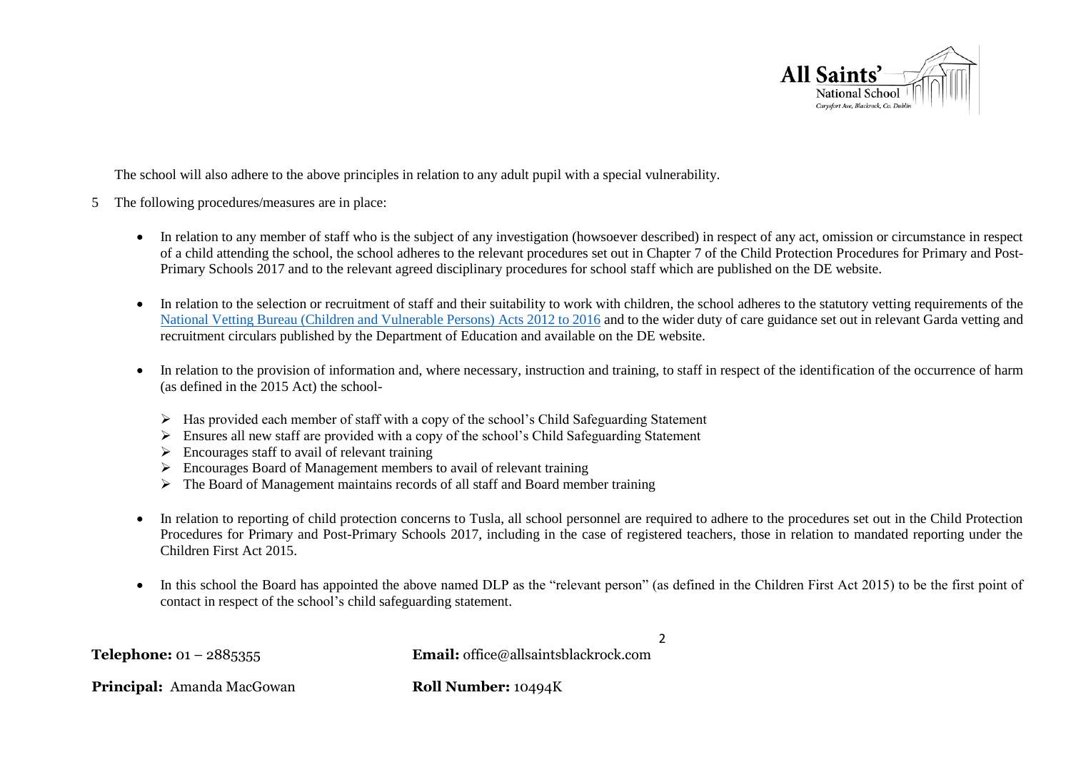The school will also adhere to the above principles in relation to any adult pupil with a special vulnerability.

5 The following procedures/measures are in place:

- In relation to any member of staff who is the subject of any investigation (howsoever described) in respect of any act, omission or circumstance in respect of a child attending the school, the school adheres to the relevant procedures set out in Chapter 7 of the Child Protection Procedures for Primary and Post-Primary Schools 2017 and to the relevant agreed disciplinary procedures for school staff which are published on the DE website.

- In relation to the selection or recruitment of staff and their suitability to work with children, the school adheres to the statutory vetting requirements of the National Vetting Bureau (Children and Vulnerable Persons) Acts 2012 to 2016 and to the wider duty of care guidance set out in relevant Garda vetting and recruitment circulars published by the Department of Education and available on the DE website.

- In relation to the provision of information and, where necessary, instruction and training, to staff in respect of the identification of the occurrence of harm (as defined in the 2015 Act) the school-
  - Has provided each member of staff with a copy of the school's Child Safeguarding Statement
  - Ensures all new staff are provided with a copy of the school's Child Safeguarding Statement
  - Encourages staff to avail of relevant training
  - Encourages Board of Management members to avail of relevant training
  - The Board of Management maintains records of all staff and Board member training

- In relation to reporting of child protection concerns to Tusla, all school personnel are required to adhere to the procedures set out in the Child Protection Procedures for Primary and Post-Primary Schools 2017, including in the case of registered teachers, those in relation to mandated reporting under the Children First Act 2015.

- In this school the Board has appointed the above named DLP as the "relevant person" (as defined in the Children First Act 2015) to be the first point of contact in respect of the school's child safeguarding statement.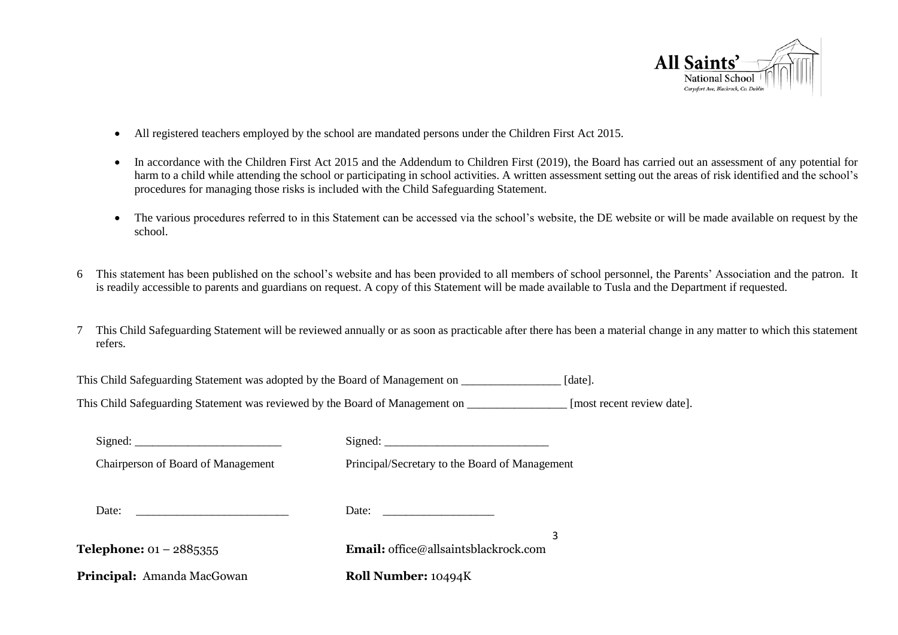- All registered teachers employed by the school are mandated persons under the Children First Act 2015.

- In accordance with the Children First Act 2015 and the Addendum to Children First (2019), the Board has carried out an assessment of any potential for harm to a child while attending the school or participating in school activities. A written assessment setting out the areas of risk identified and the school's procedures for managing those risks is included with the Child Safeguarding Statement.

- The various procedures referred to in this Statement can be accessed via the school's website, the DE website or will be made available on request by the school.

6 This statement has been published on the school's website and has been provided to all members of school personnel, the Parents' Association and the patron. It is readily accessible to parents and guardians on request. A copy of this Statement will be made available to Tusla and the Department if requested.

7 This Child Safeguarding Statement will be reviewed annually or as soon as practicable after there has been a material change in any matter to which this statement refers.

This Child Safeguarding Statement was adopted by the Board of Management on ________________ [date].

This Child Safeguarding Statement was reviewed by the Board of Management on ________________ [most recent review date].

Signed: ________________________ Signed: ___________________________

Chairperson of Board of Management Principal/Secretary to the Board of Management

Date: ________________________ Date: __________________

**Telephone:** 01 – 2885355 **Email:** office@allsaintsblackrock.com

**Principal:** Amanda MacGowan **Roll Number:** 10494K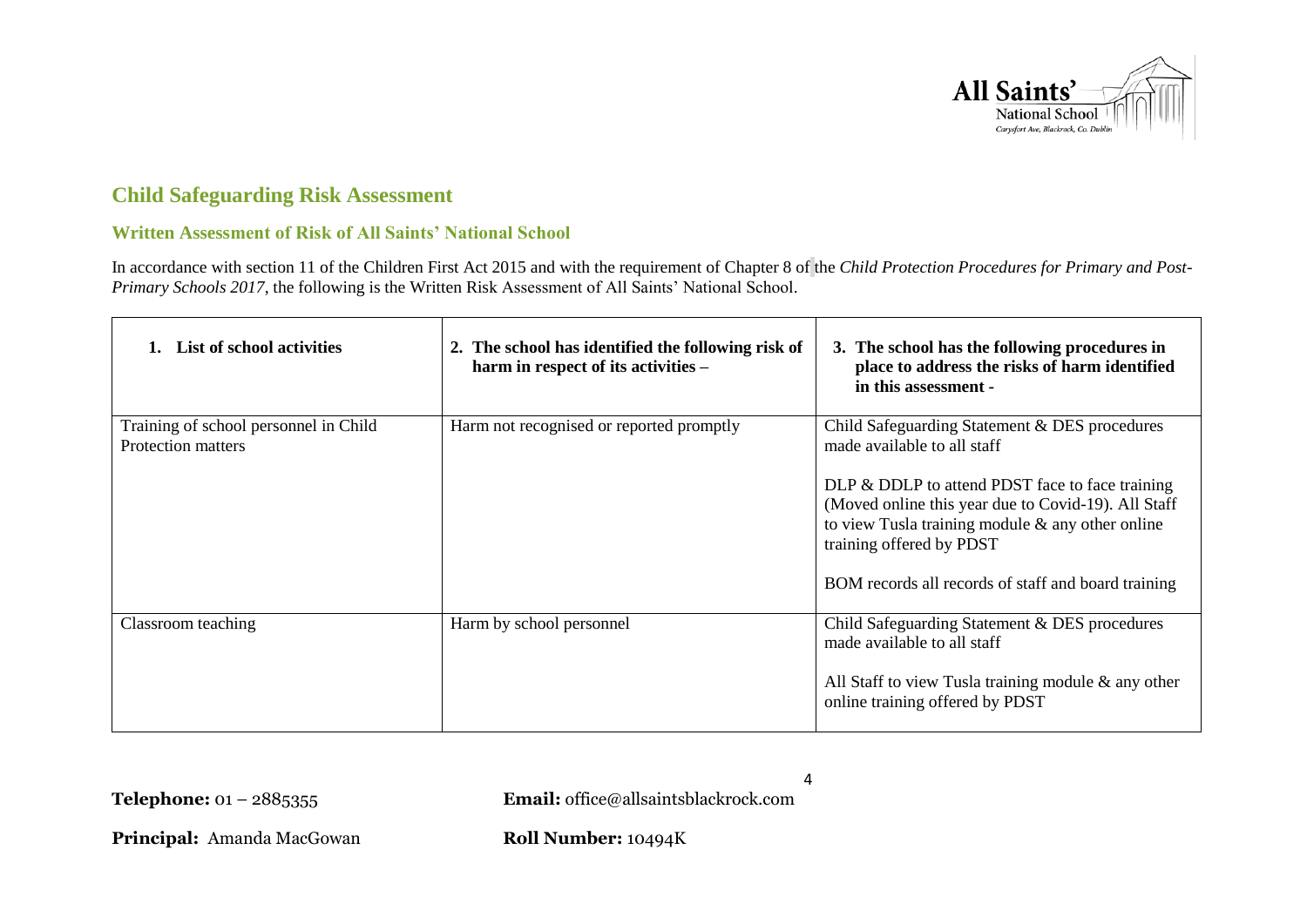## Child Safeguarding Risk Assessment

### Written Assessment of Risk of All Saints' National School

In accordance with section 11 of the Children First Act 2015 and with the requirement of Chapter 8 of the *Child Protection Procedures for Primary and Post-Primary Schools 2017*, the following is the Written Risk Assessment of All Saints' National School.

| 1. List of school activities | 2. The school has identified the following risk of harm in respect of its activities – | 3. The school has the following procedures in place to address the risks of harm identified in this assessment - |
|---|---|---|
| Training of school personnel in Child Protection matters | Harm not recognised or reported promptly | Child Safeguarding Statement & DES procedures made available to all staff<br><br>DLP & DDLP to attend PDST face to face training (Moved online this year due to Covid-19). All Staff to view Tusla training module & any other online training offered by PDST<br><br>BOM records all records of staff and board training |
| Classroom teaching | Harm by school personnel | Child Safeguarding Statement & DES procedures made available to all staff<br><br>All Staff to view Tusla training module & any other online training offered by PDST |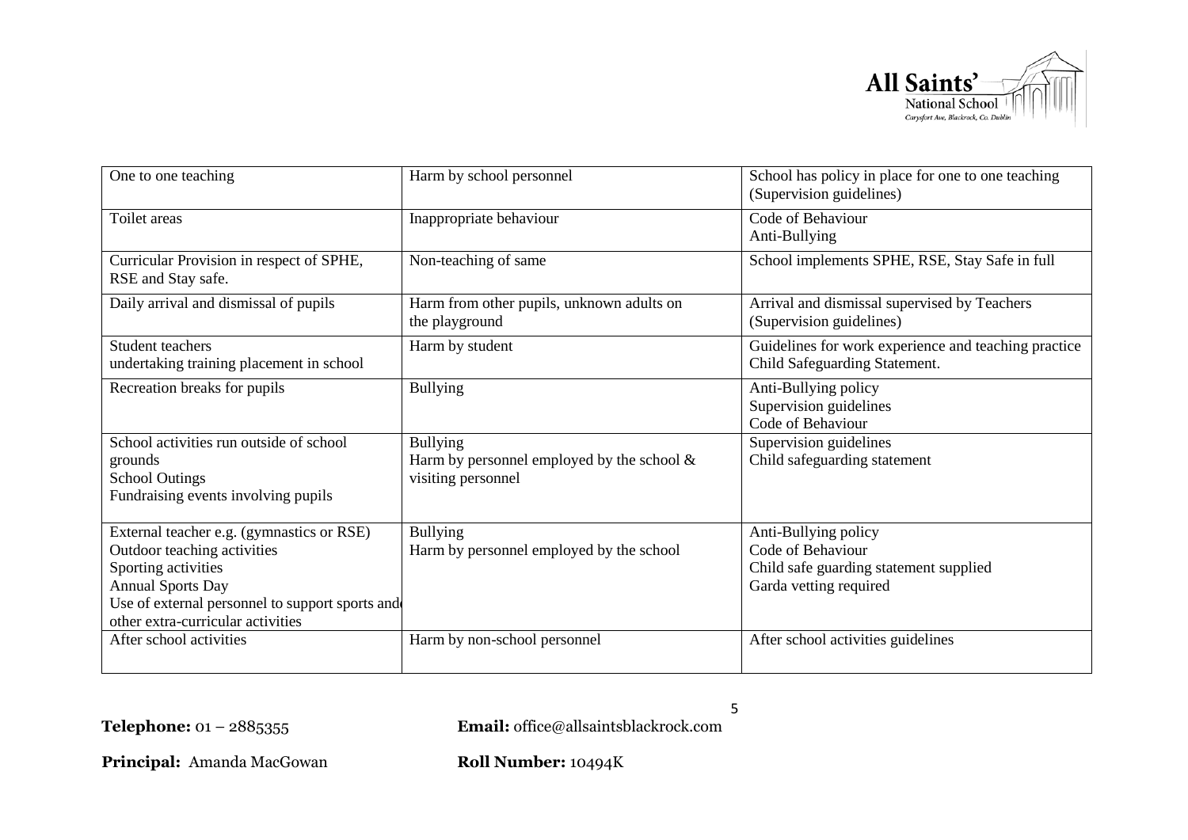| One to one teaching | Harm by school personnel | School has policy in place for one to one teaching (Supervision guidelines) |
|---|---|---|
| Toilet areas | Inappropriate behaviour | Code of Behaviour<br>Anti-Bullying |
| Curricular Provision in respect of SPHE, RSE and Stay safe. | Non-teaching of same | School implements SPHE, RSE, Stay Safe in full |
| Daily arrival and dismissal of pupils | Harm from other pupils, unknown adults on the playground | Arrival and dismissal supervised by Teachers (Supervision guidelines) |
| Student teachers undertaking training placement in school | Harm by student | Guidelines for work experience and teaching practice Child Safeguarding Statement. |
| Recreation breaks for pupils | Bullying | Anti-Bullying policy<br>Supervision guidelines<br>Code of Behaviour |
| School activities run outside of school grounds<br>School Outings<br>Fundraising events involving pupils | Bullying<br>Harm by personnel employed by the school & visiting personnel | Supervision guidelines<br>Child safeguarding statement |
| External teacher e.g. (gymnastics or RSE)<br>Outdoor teaching activities<br>Sporting activities<br>Annual Sports Day<br>Use of external personnel to support sports and other extra-curricular activities | Bullying<br>Harm by personnel employed by the school | Anti-Bullying policy<br>Code of Behaviour<br>Child safe guarding statement supplied<br>Garda vetting required |
| After school activities | Harm by non-school personnel | After school activities guidelines |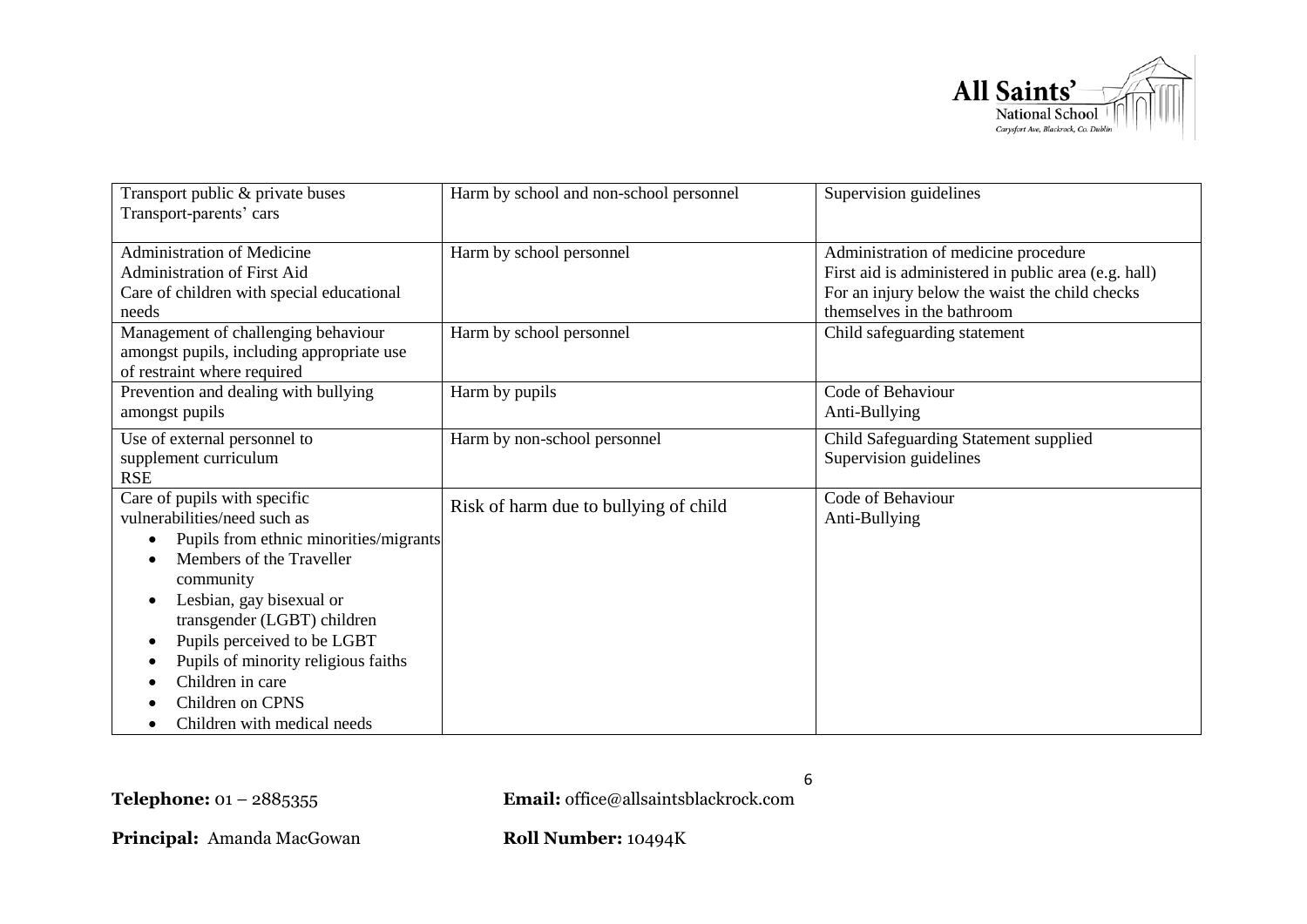| Transport public & private buses<br>Transport-parents' cars | Harm by school and non-school personnel | Supervision guidelines |
|---|---|---|
| Administration of Medicine<br>Administration of First Aid<br>Care of children with special educational needs | Harm by school personnel | Administration of medicine procedure<br>First aid is administered in public area (e.g. hall)<br>For an injury below the waist the child checks themselves in the bathroom |
| Management of challenging behaviour amongst pupils, including appropriate use of restraint where required | Harm by school personnel | Child safeguarding statement |
| Prevention and dealing with bullying amongst pupils | Harm by pupils | Code of Behaviour<br>Anti-Bullying |
| Use of external personnel to supplement curriculum<br>RSE | Harm by non-school personnel | Child Safeguarding Statement supplied<br>Supervision guidelines |
| Care of pupils with specific vulnerabilities/need such as<br>• Pupils from ethnic minorities/migrants<br>• Members of the Traveller community<br>• Lesbian, gay bisexual or transgender (LGBT) children<br>• Pupils perceived to be LGBT<br>• Pupils of minority religious faiths<br>• Children in care<br>• Children on CPNS<br>• Children with medical needs | Risk of harm due to bullying of child | Code of Behaviour<br>Anti-Bullying |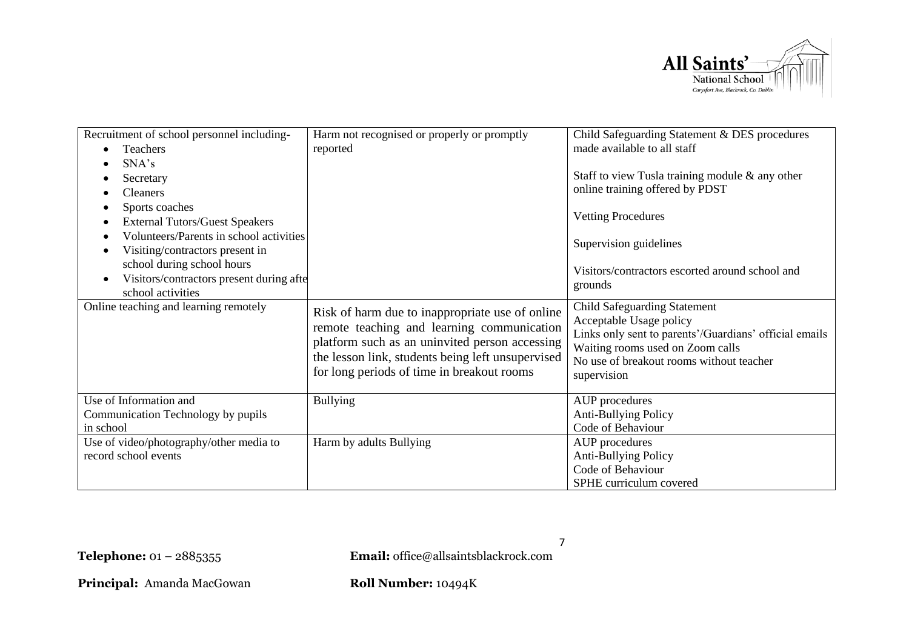| | | |
|---|---|---|
| Recruitment of school personnel including-<br>• Teachers<br>• SNA's<br>• Secretary<br>• Cleaners<br>• Sports coaches<br>• External Tutors/Guest Speakers<br>• Volunteers/Parents in school activities<br>• Visiting/contractors present in school during school hours<br>• Visitors/contractors present during afte school activities | Harm not recognised or properly or promptly reported | Child Safeguarding Statement & DES procedures made available to all staff<br><br>Staff to view Tusla training module & any other online training offered by PDST<br><br>Vetting Procedures<br><br>Supervision guidelines<br><br>Visitors/contractors escorted around school and grounds |
| Online teaching and learning remotely | Risk of harm due to inappropriate use of online remote teaching and learning communication platform such as an uninvited person accessing the lesson link, students being left unsupervised for long periods of time in breakout rooms | Child Safeguarding Statement<br>Acceptable Usage policy<br>Links only sent to parents'/Guardians' official emails<br>Waiting rooms used on Zoom calls<br>No use of breakout rooms without teacher supervision |
| Use of Information and Communication Technology by pupils in school | Bullying | AUP procedures<br>Anti-Bullying Policy<br>Code of Behaviour |
| Use of video/photography/other media to record school events | Harm by adults Bullying | AUP procedures<br>Anti-Bullying Policy<br>Code of Behaviour<br>SPHE curriculum covered |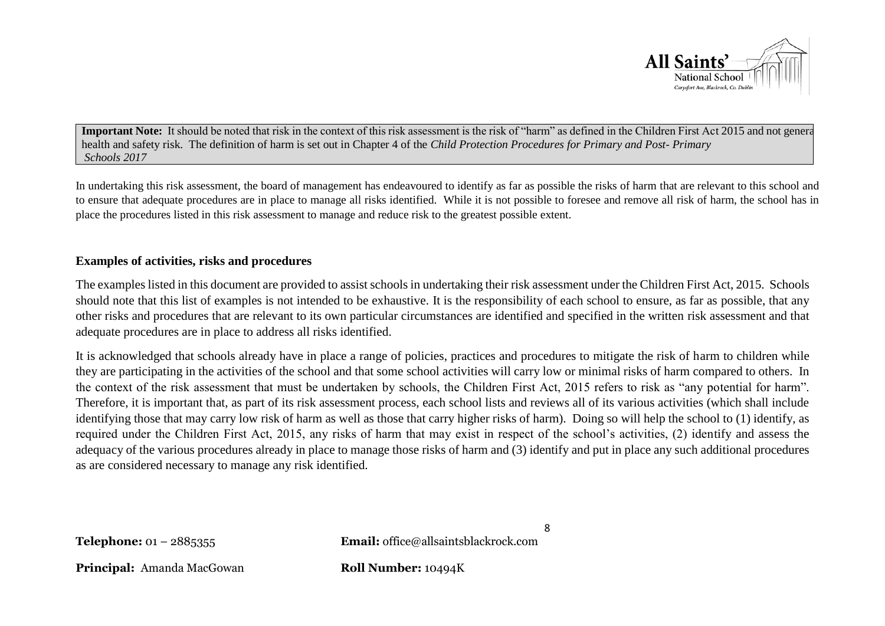**Important Note:** It should be noted that risk in the context of this risk assessment is the risk of "harm" as defined in the Children First Act 2015 and not genera health and safety risk. The definition of harm is set out in Chapter 4 of the *Child Protection Procedures for Primary and Post- Primary Schools 2017*

In undertaking this risk assessment, the board of management has endeavoured to identify as far as possible the risks of harm that are relevant to this school and to ensure that adequate procedures are in place to manage all risks identified. While it is not possible to foresee and remove all risk of harm, the school has in place the procedures listed in this risk assessment to manage and reduce risk to the greatest possible extent.

**Examples of activities, risks and procedures**

The examples listed in this document are provided to assist schools in undertaking their risk assessment under the Children First Act, 2015. Schools should note that this list of examples is not intended to be exhaustive. It is the responsibility of each school to ensure, as far as possible, that any other risks and procedures that are relevant to its own particular circumstances are identified and specified in the written risk assessment and that adequate procedures are in place to address all risks identified.

It is acknowledged that schools already have in place a range of policies, practices and procedures to mitigate the risk of harm to children while they are participating in the activities of the school and that some school activities will carry low or minimal risks of harm compared to others. In the context of the risk assessment that must be undertaken by schools, the Children First Act, 2015 refers to risk as "any potential for harm". Therefore, it is important that, as part of its risk assessment process, each school lists and reviews all of its various activities (which shall include identifying those that may carry low risk of harm as well as those that carry higher risks of harm). Doing so will help the school to (1) identify, as required under the Children First Act, 2015, any risks of harm that may exist in respect of the school's activities, (2) identify and assess the adequacy of the various procedures already in place to manage those risks of harm and (3) identify and put in place any such additional procedures as are considered necessary to manage any risk identified.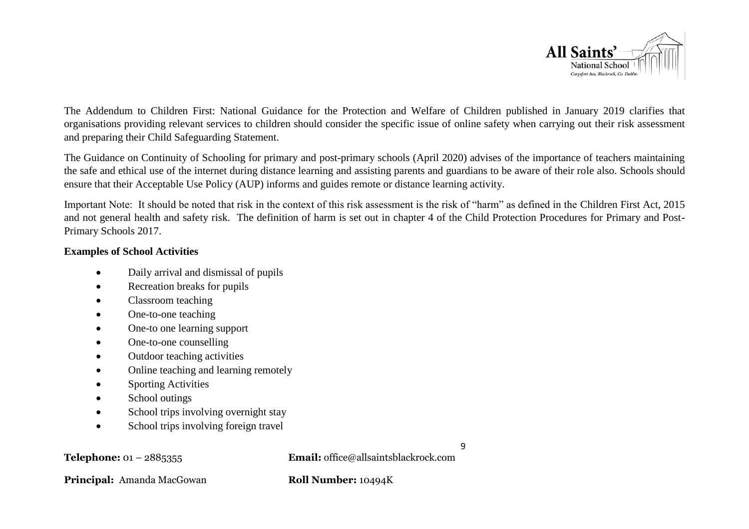The Addendum to Children First: National Guidance for the Protection and Welfare of Children published in January 2019 clarifies that organisations providing relevant services to children should consider the specific issue of online safety when carrying out their risk assessment and preparing their Child Safeguarding Statement.

The Guidance on Continuity of Schooling for primary and post-primary schools (April 2020) advises of the importance of teachers maintaining the safe and ethical use of the internet during distance learning and assisting parents and guardians to be aware of their role also. Schools should ensure that their Acceptable Use Policy (AUP) informs and guides remote or distance learning activity.

Important Note: It should be noted that risk in the context of this risk assessment is the risk of "harm" as defined in the Children First Act, 2015 and not general health and safety risk. The definition of harm is set out in chapter 4 of the Child Protection Procedures for Primary and Post-Primary Schools 2017.

**Examples of School Activities**

- Daily arrival and dismissal of pupils
- Recreation breaks for pupils
- Classroom teaching
- One-to-one teaching
- One-to one learning support
- One-to-one counselling
- Outdoor teaching activities
- Online teaching and learning remotely
- Sporting Activities
- School outings
- School trips involving overnight stay
- School trips involving foreign travel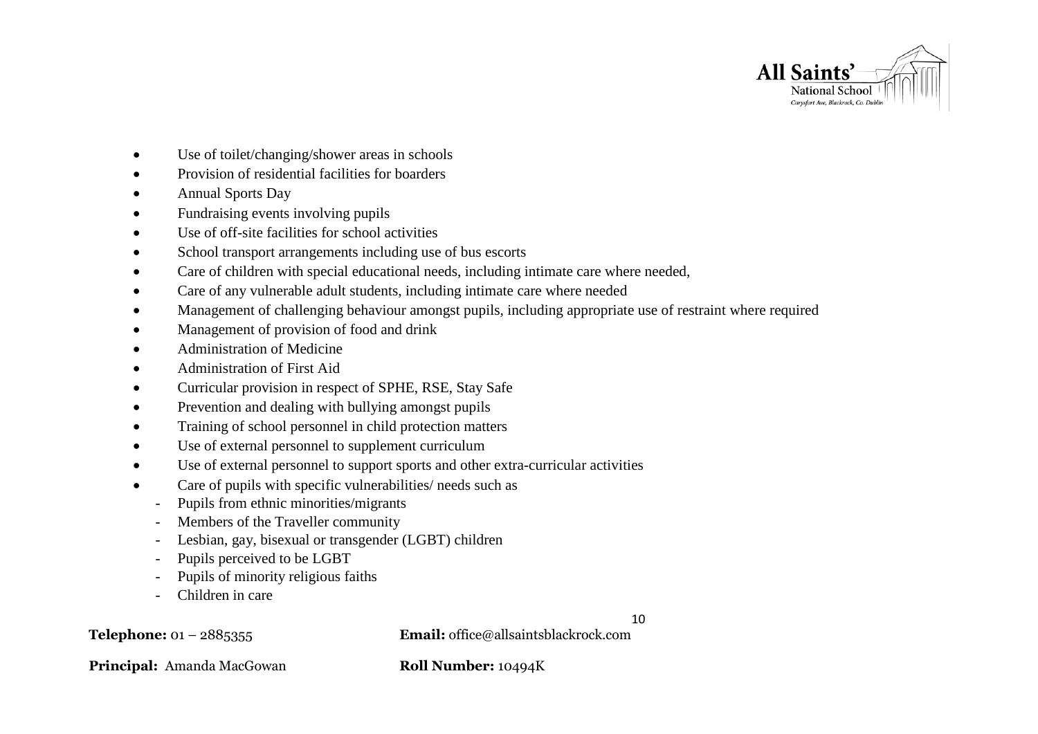- Use of toilet/changing/shower areas in schools
- Provision of residential facilities for boarders
- Annual Sports Day
- Fundraising events involving pupils
- Use of off-site facilities for school activities
- School transport arrangements including use of bus escorts
- Care of children with special educational needs, including intimate care where needed,
- Care of any vulnerable adult students, including intimate care where needed
- Management of challenging behaviour amongst pupils, including appropriate use of restraint where required
- Management of provision of food and drink
- Administration of Medicine
- Administration of First Aid
- Curricular provision in respect of SPHE, RSE, Stay Safe
- Prevention and dealing with bullying amongst pupils
- Training of school personnel in child protection matters
- Use of external personnel to supplement curriculum
- Use of external personnel to support sports and other extra-curricular activities
- Care of pupils with specific vulnerabilities/ needs such as
  - Pupils from ethnic minorities/migrants
  - Members of the Traveller community
  - Lesbian, gay, bisexual or transgender (LGBT) children
  - Pupils perceived to be LGBT
  - Pupils of minority religious faiths
  - Children in care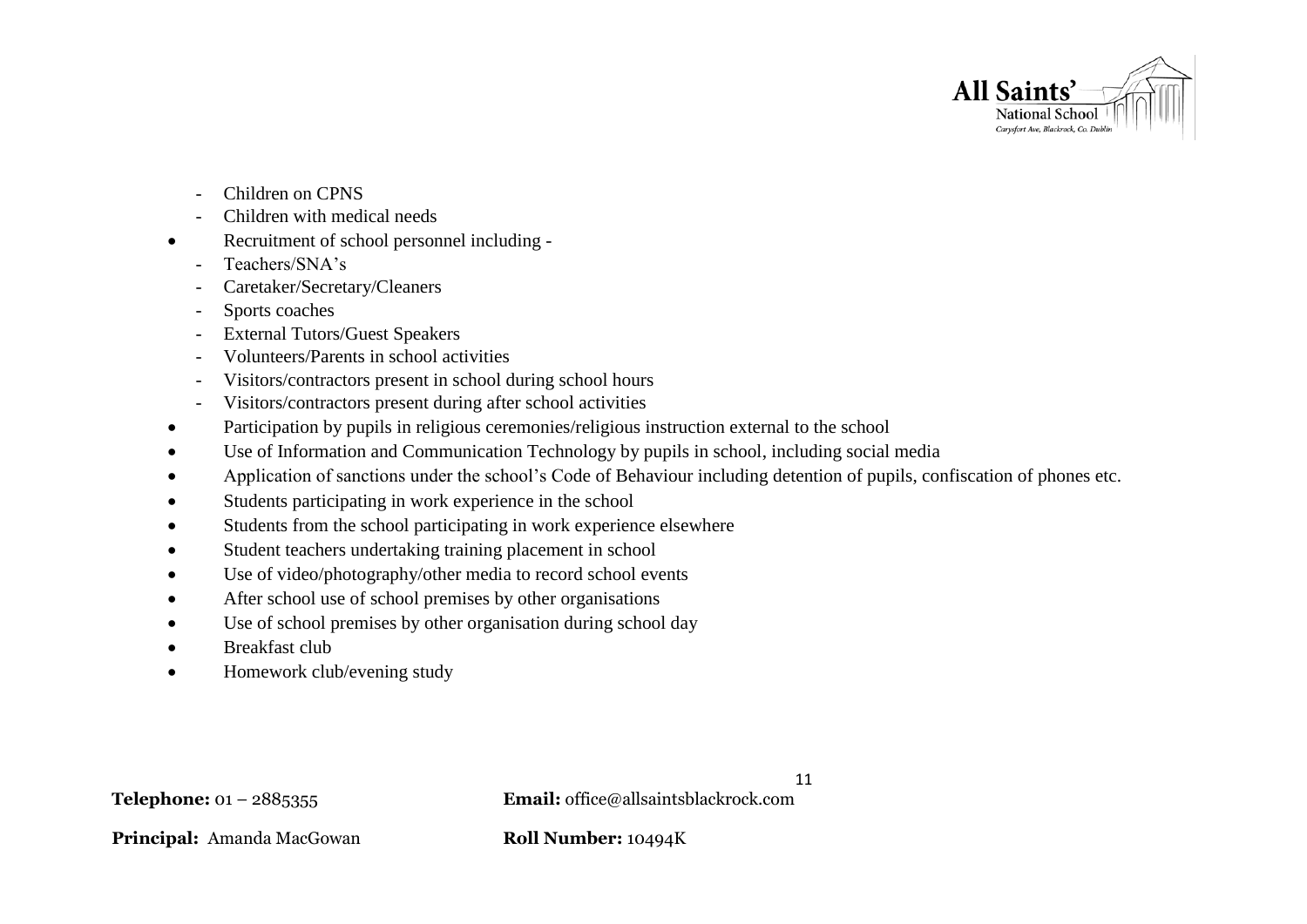- Children on CPNS
- Children with medical needs

- Recruitment of school personnel including -
  - Teachers/SNA's
  - Caretaker/Secretary/Cleaners
  - Sports coaches
  - External Tutors/Guest Speakers
  - Volunteers/Parents in school activities
  - Visitors/contractors present in school during school hours
  - Visitors/contractors present during after school activities
- Participation by pupils in religious ceremonies/religious instruction external to the school
- Use of Information and Communication Technology by pupils in school, including social media
- Application of sanctions under the school's Code of Behaviour including detention of pupils, confiscation of phones etc.
- Students participating in work experience in the school
- Students from the school participating in work experience elsewhere
- Student teachers undertaking training placement in school
- Use of video/photography/other media to record school events
- After school use of school premises by other organisations
- Use of school premises by other organisation during school day
- Breakfast club
- Homework club/evening study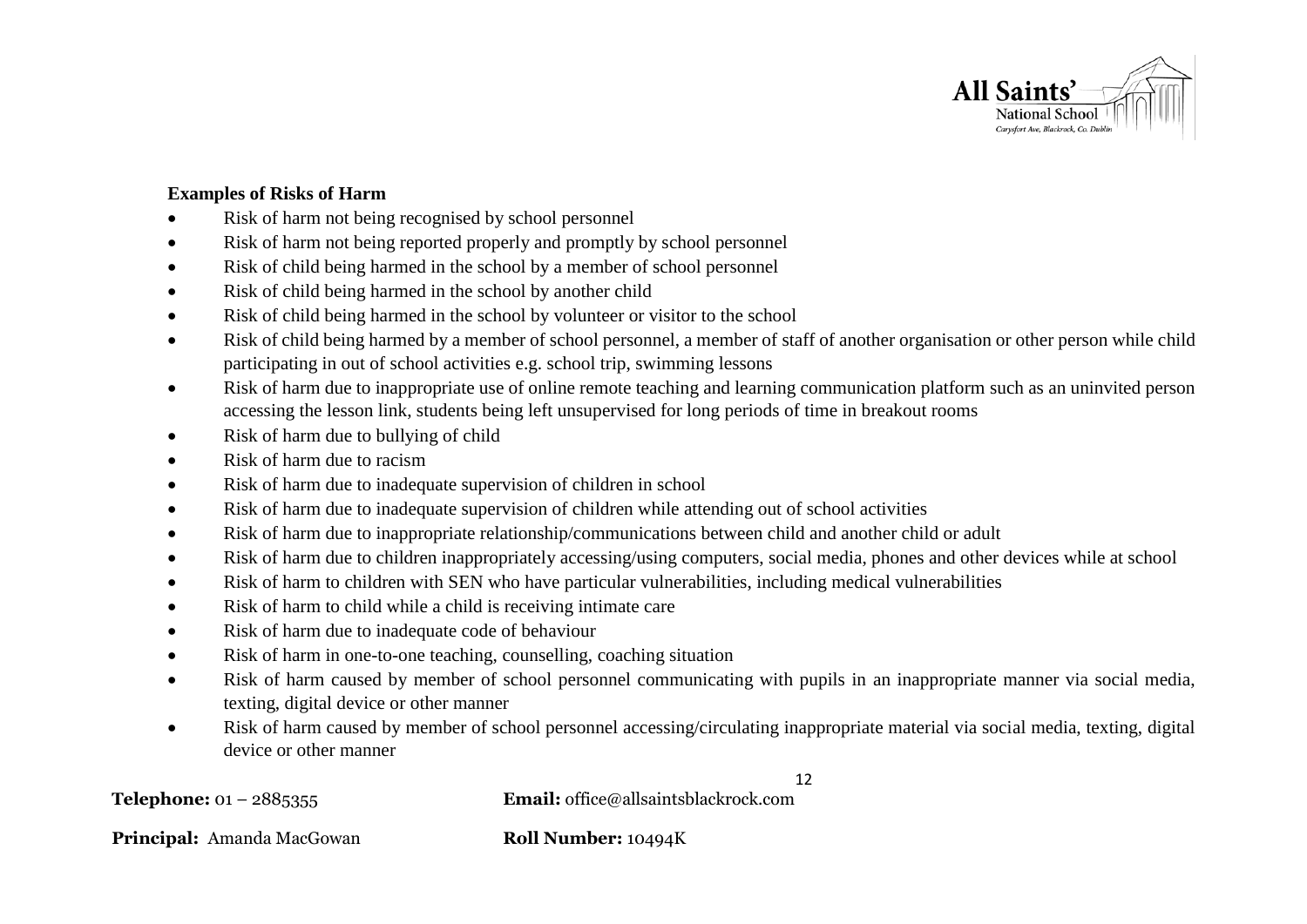**Examples of Risks of Harm**

- Risk of harm not being recognised by school personnel
- Risk of harm not being reported properly and promptly by school personnel
- Risk of child being harmed in the school by a member of school personnel
- Risk of child being harmed in the school by another child
- Risk of child being harmed in the school by volunteer or visitor to the school
- Risk of child being harmed by a member of school personnel, a member of staff of another organisation or other person while child participating in out of school activities e.g. school trip, swimming lessons
- Risk of harm due to inappropriate use of online remote teaching and learning communication platform such as an uninvited person accessing the lesson link, students being left unsupervised for long periods of time in breakout rooms
- Risk of harm due to bullying of child
- Risk of harm due to racism
- Risk of harm due to inadequate supervision of children in school
- Risk of harm due to inadequate supervision of children while attending out of school activities
- Risk of harm due to inappropriate relationship/communications between child and another child or adult
- Risk of harm due to children inappropriately accessing/using computers, social media, phones and other devices while at school
- Risk of harm to children with SEN who have particular vulnerabilities, including medical vulnerabilities
- Risk of harm to child while a child is receiving intimate care
- Risk of harm due to inadequate code of behaviour
- Risk of harm in one-to-one teaching, counselling, coaching situation
- Risk of harm caused by member of school personnel communicating with pupils in an inappropriate manner via social media, texting, digital device or other manner
- Risk of harm caused by member of school personnel accessing/circulating inappropriate material via social media, texting, digital device or other manner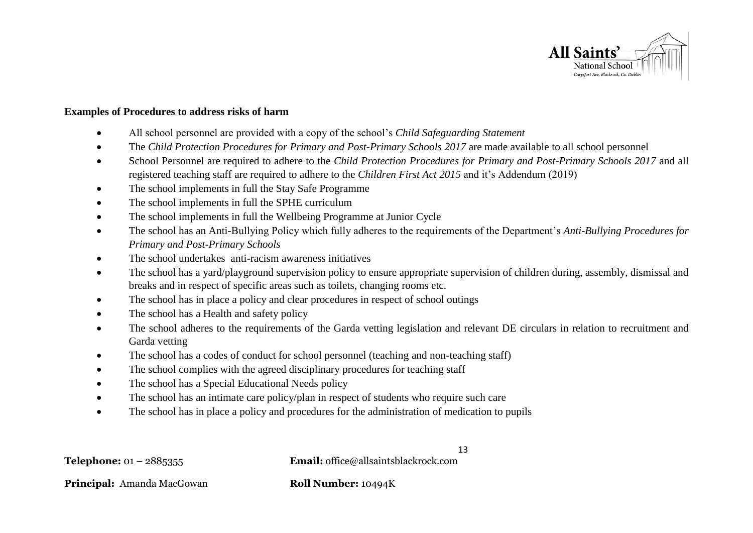**Examples of Procedures to address risks of harm**

- All school personnel are provided with a copy of the school's *Child Safeguarding Statement*
- The *Child Protection Procedures for Primary and Post-Primary Schools 2017* are made available to all school personnel
- School Personnel are required to adhere to the *Child Protection Procedures for Primary and Post-Primary Schools 2017* and all registered teaching staff are required to adhere to the *Children First Act 2015* and it's Addendum (2019)
- The school implements in full the Stay Safe Programme
- The school implements in full the SPHE curriculum
- The school implements in full the Wellbeing Programme at Junior Cycle
- The school has an Anti-Bullying Policy which fully adheres to the requirements of the Department's *Anti-Bullying Procedures for Primary and Post-Primary Schools*
- The school undertakes anti-racism awareness initiatives
- The school has a yard/playground supervision policy to ensure appropriate supervision of children during, assembly, dismissal and breaks and in respect of specific areas such as toilets, changing rooms etc.
- The school has in place a policy and clear procedures in respect of school outings
- The school has a Health and safety policy
- The school adheres to the requirements of the Garda vetting legislation and relevant DE circulars in relation to recruitment and Garda vetting
- The school has a codes of conduct for school personnel (teaching and non-teaching staff)
- The school complies with the agreed disciplinary procedures for teaching staff
- The school has a Special Educational Needs policy
- The school has an intimate care policy/plan in respect of students who require such care
- The school has in place a policy and procedures for the administration of medication to pupils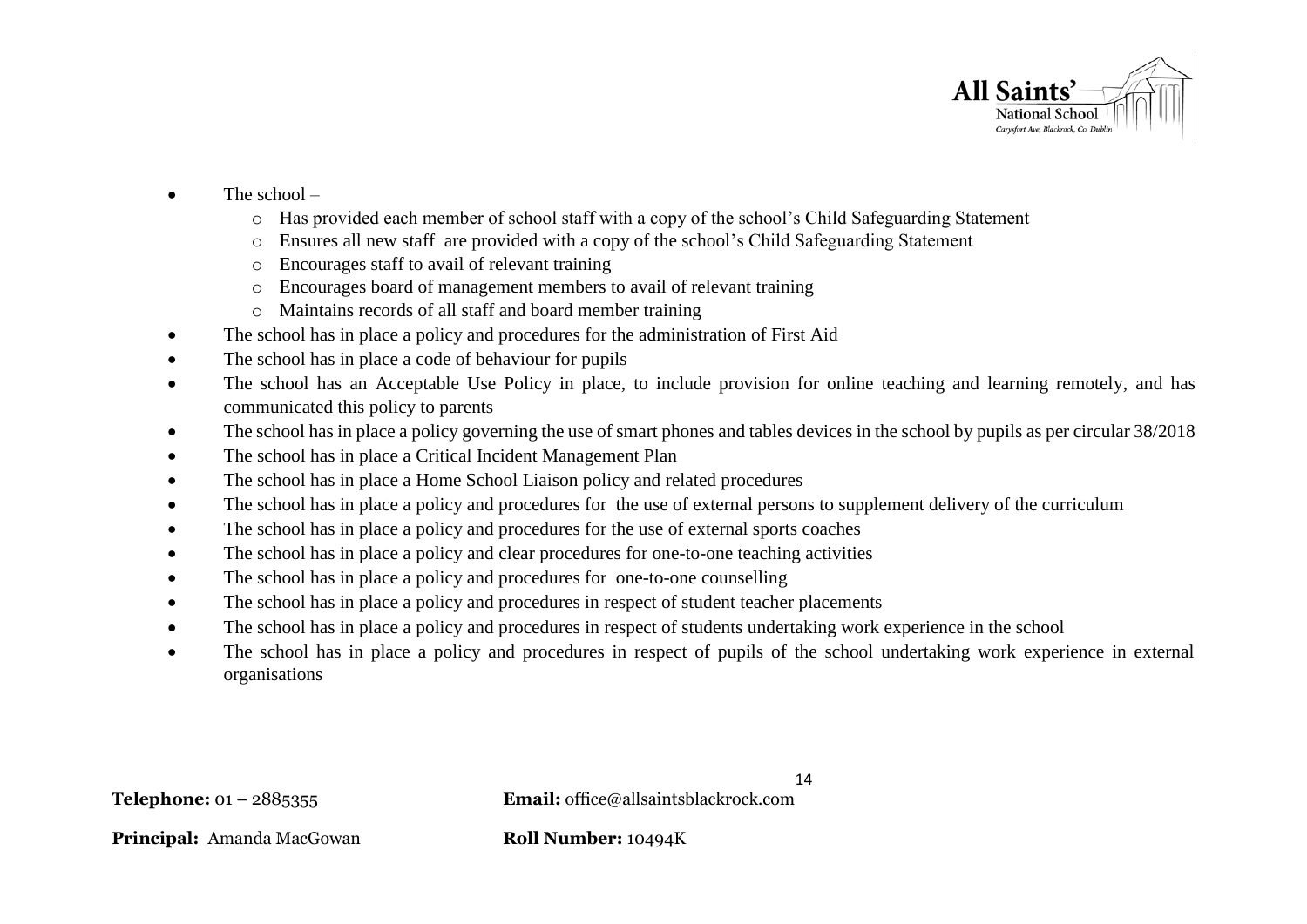- The school –
  - Has provided each member of school staff with a copy of the school's Child Safeguarding Statement
  - Ensures all new staff are provided with a copy of the school's Child Safeguarding Statement
  - Encourages staff to avail of relevant training
  - Encourages board of management members to avail of relevant training
  - Maintains records of all staff and board member training
- The school has in place a policy and procedures for the administration of First Aid
- The school has in place a code of behaviour for pupils
- The school has an Acceptable Use Policy in place, to include provision for online teaching and learning remotely, and has communicated this policy to parents
- The school has in place a policy governing the use of smart phones and tables devices in the school by pupils as per circular 38/2018
- The school has in place a Critical Incident Management Plan
- The school has in place a Home School Liaison policy and related procedures
- The school has in place a policy and procedures for the use of external persons to supplement delivery of the curriculum
- The school has in place a policy and procedures for the use of external sports coaches
- The school has in place a policy and clear procedures for one-to-one teaching activities
- The school has in place a policy and procedures for one-to-one counselling
- The school has in place a policy and procedures in respect of student teacher placements
- The school has in place a policy and procedures in respect of students undertaking work experience in the school
- The school has in place a policy and procedures in respect of pupils of the school undertaking work experience in external organisations